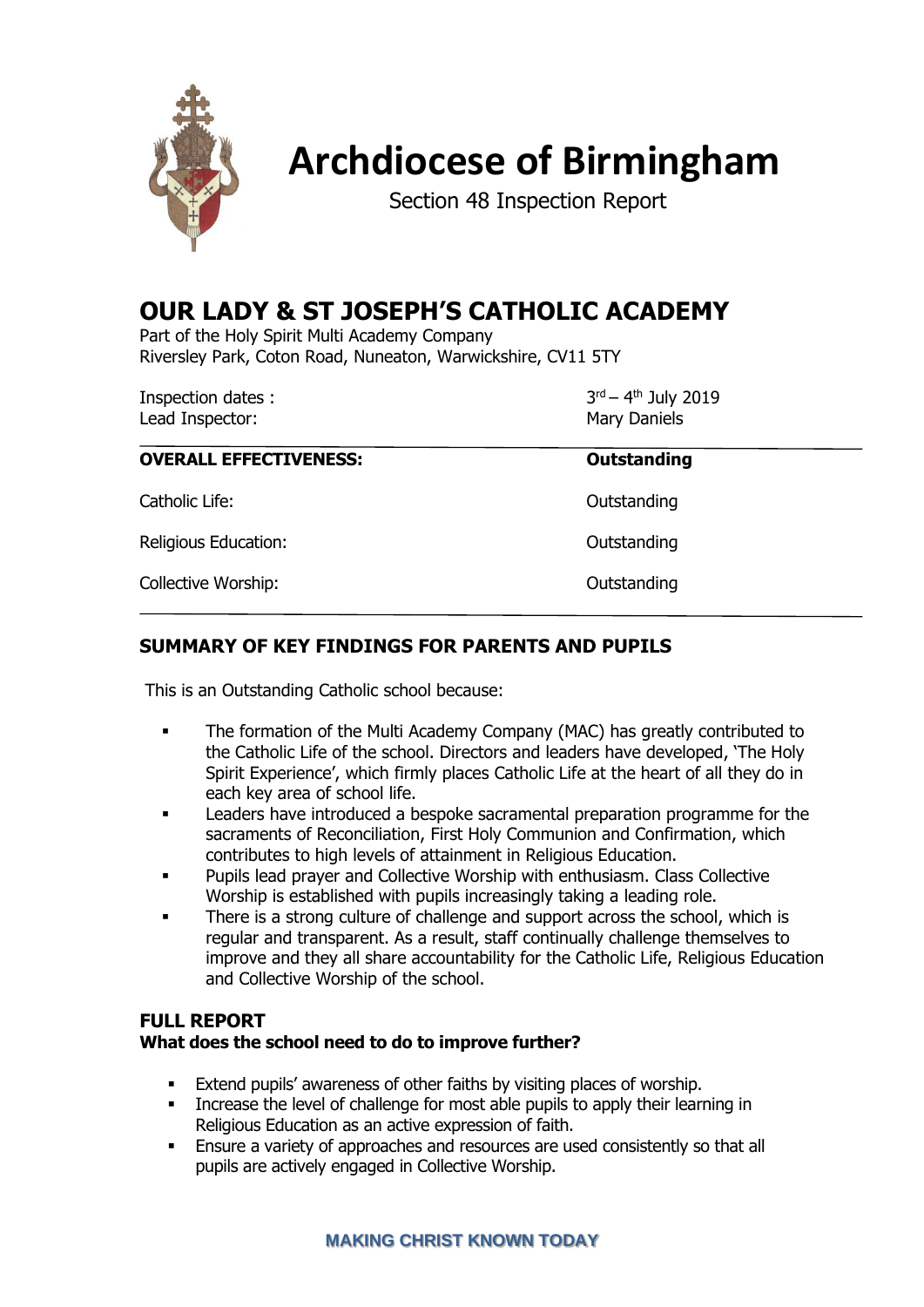# Archdiocese of Birmingham

Section 48 Inspection Report

## OUR LADY & ST JOSEPH'S CATHOLIC ACADEMY

Part of the Holy Spirit Multi Academy Company
Riversley Park, Coton Road, Nuneaton, Warwickshire, CV11 5TY

| | |
|---|---|
| Inspection dates : | 3rd – 4th July 2019 |
| Lead Inspector: | Mary Daniels |
| **OVERALL EFFECTIVENESS:** | **Outstanding** |
| Catholic Life: | Outstanding |
| Religious Education: | Outstanding |
| Collective Worship: | Outstanding |

### SUMMARY OF KEY FINDINGS FOR PARENTS AND PUPILS

This is an Outstanding Catholic school because:

- The formation of the Multi Academy Company (MAC) has greatly contributed to the Catholic Life of the school. Directors and leaders have developed, 'The Holy Spirit Experience', which firmly places Catholic Life at the heart of all they do in each key area of school life.
- Leaders have introduced a bespoke sacramental preparation programme for the sacraments of Reconciliation, First Holy Communion and Confirmation, which contributes to high levels of attainment in Religious Education.
- Pupils lead prayer and Collective Worship with enthusiasm. Class Collective Worship is established with pupils increasingly taking a leading role.
- There is a strong culture of challenge and support across the school, which is regular and transparent. As a result, staff continually challenge themselves to improve and they all share accountability for the Catholic Life, Religious Education and Collective Worship of the school.

### FULL REPORT

**What does the school need to do to improve further?**

- Extend pupils' awareness of other faiths by visiting places of worship.
- Increase the level of challenge for most able pupils to apply their learning in Religious Education as an active expression of faith.
- Ensure a variety of approaches and resources are used consistently so that all pupils are actively engaged in Collective Worship.

MAKING CHRIST KNOWN TODAY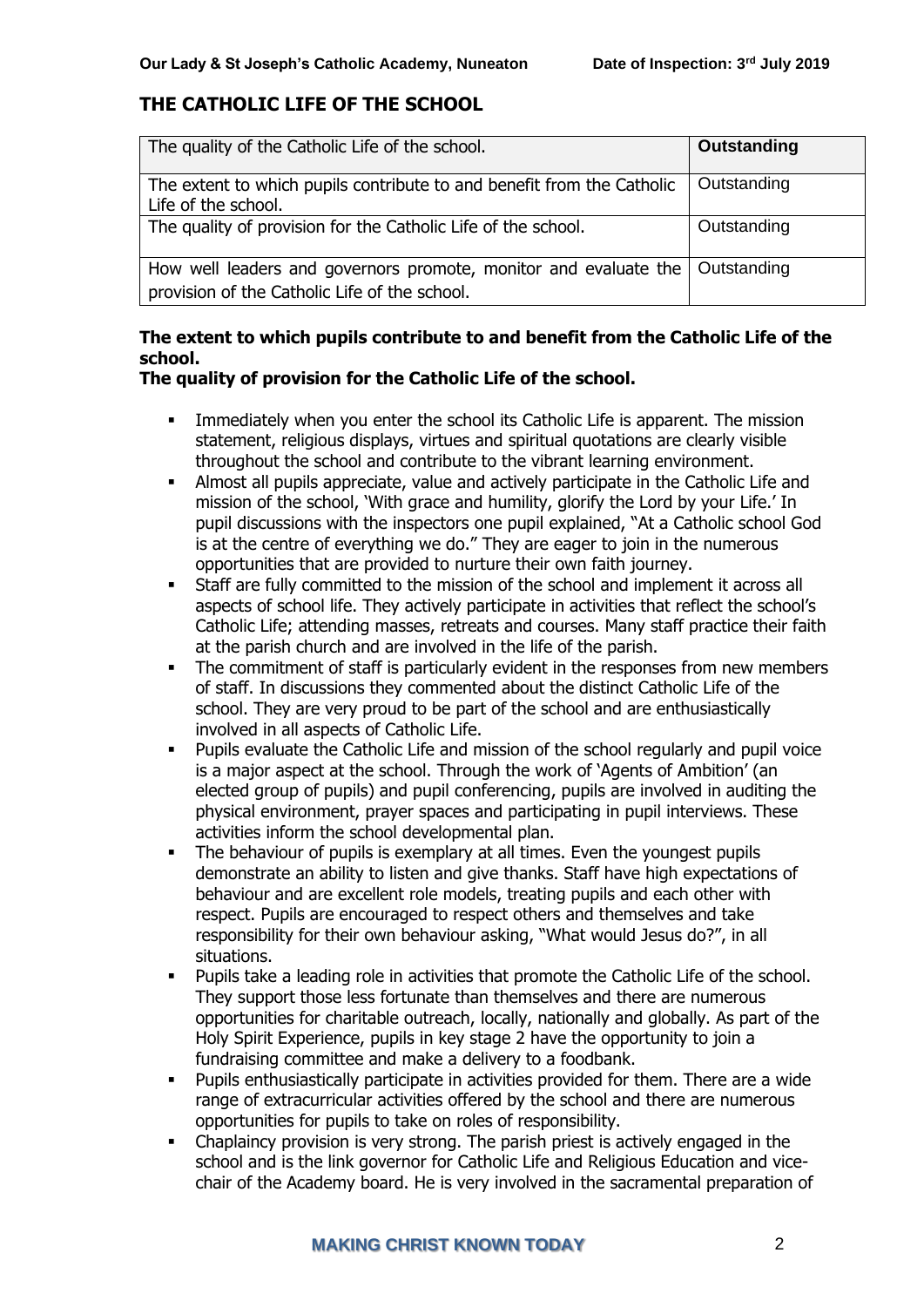## THE CATHOLIC LIFE OF THE SCHOOL

| The quality of the Catholic Life of the school. | **Outstanding** |
|---|---|
| The extent to which pupils contribute to and benefit from the Catholic Life of the school. | Outstanding |
| The quality of provision for the Catholic Life of the school. | Outstanding |
| How well leaders and governors promote, monitor and evaluate the provision of the Catholic Life of the school. | Outstanding |

**The extent to which pupils contribute to and benefit from the Catholic Life of the school.**
**The quality of provision for the Catholic Life of the school.**

- Immediately when you enter the school its Catholic Life is apparent. The mission statement, religious displays, virtues and spiritual quotations are clearly visible throughout the school and contribute to the vibrant learning environment.
- Almost all pupils appreciate, value and actively participate in the Catholic Life and mission of the school, 'With grace and humility, glorify the Lord by your Life.' In pupil discussions with the inspectors one pupil explained, "At a Catholic school God is at the centre of everything we do." They are eager to join in the numerous opportunities that are provided to nurture their own faith journey.
- Staff are fully committed to the mission of the school and implement it across all aspects of school life. They actively participate in activities that reflect the school's Catholic Life; attending masses, retreats and courses. Many staff practice their faith at the parish church and are involved in the life of the parish.
- The commitment of staff is particularly evident in the responses from new members of staff. In discussions they commented about the distinct Catholic Life of the school. They are very proud to be part of the school and are enthusiastically involved in all aspects of Catholic Life.
- Pupils evaluate the Catholic Life and mission of the school regularly and pupil voice is a major aspect at the school. Through the work of 'Agents of Ambition' (an elected group of pupils) and pupil conferencing, pupils are involved in auditing the physical environment, prayer spaces and participating in pupil interviews. These activities inform the school developmental plan.
- The behaviour of pupils is exemplary at all times. Even the youngest pupils demonstrate an ability to listen and give thanks. Staff have high expectations of behaviour and are excellent role models, treating pupils and each other with respect. Pupils are encouraged to respect others and themselves and take responsibility for their own behaviour asking, "What would Jesus do?", in all situations.
- Pupils take a leading role in activities that promote the Catholic Life of the school. They support those less fortunate than themselves and there are numerous opportunities for charitable outreach, locally, nationally and globally. As part of the Holy Spirit Experience, pupils in key stage 2 have the opportunity to join a fundraising committee and make a delivery to a foodbank.
- Pupils enthusiastically participate in activities provided for them. There are a wide range of extracurricular activities offered by the school and there are numerous opportunities for pupils to take on roles of responsibility.
- Chaplaincy provision is very strong. The parish priest is actively engaged in the school and is the link governor for Catholic Life and Religious Education and vice-chair of the Academy board. He is very involved in the sacramental preparation of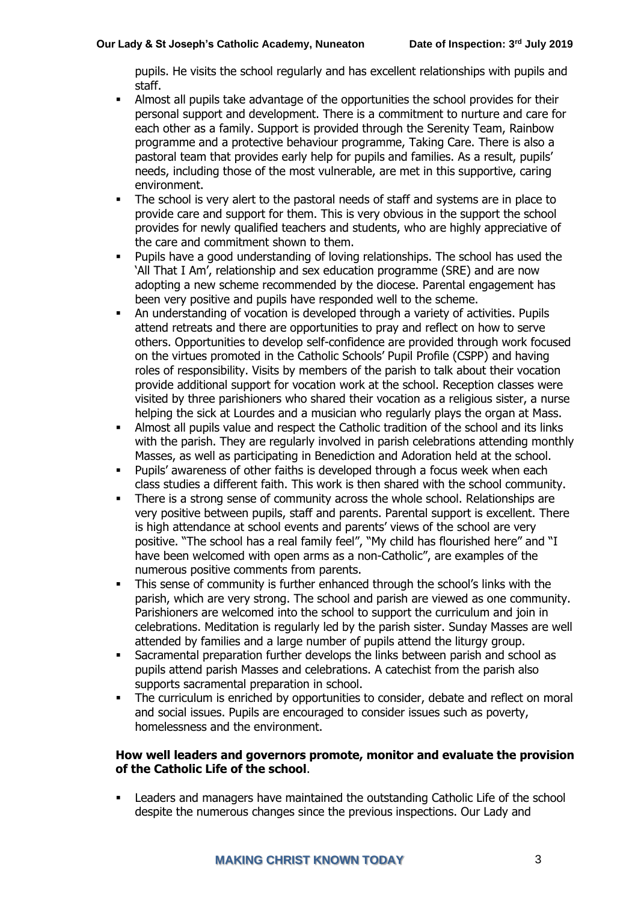pupils. He visits the school regularly and has excellent relationships with pupils and staff.

- Almost all pupils take advantage of the opportunities the school provides for their personal support and development. There is a commitment to nurture and care for each other as a family. Support is provided through the Serenity Team, Rainbow programme and a protective behaviour programme, Taking Care. There is also a pastoral team that provides early help for pupils and families. As a result, pupils' needs, including those of the most vulnerable, are met in this supportive, caring environment.
- The school is very alert to the pastoral needs of staff and systems are in place to provide care and support for them. This is very obvious in the support the school provides for newly qualified teachers and students, who are highly appreciative of the care and commitment shown to them.
- Pupils have a good understanding of loving relationships. The school has used the 'All That I Am', relationship and sex education programme (SRE) and are now adopting a new scheme recommended by the diocese. Parental engagement has been very positive and pupils have responded well to the scheme.
- An understanding of vocation is developed through a variety of activities. Pupils attend retreats and there are opportunities to pray and reflect on how to serve others. Opportunities to develop self-confidence are provided through work focused on the virtues promoted in the Catholic Schools' Pupil Profile (CSPP) and having roles of responsibility. Visits by members of the parish to talk about their vocation provide additional support for vocation work at the school. Reception classes were visited by three parishioners who shared their vocation as a religious sister, a nurse helping the sick at Lourdes and a musician who regularly plays the organ at Mass.
- Almost all pupils value and respect the Catholic tradition of the school and its links with the parish. They are regularly involved in parish celebrations attending monthly Masses, as well as participating in Benediction and Adoration held at the school.
- Pupils' awareness of other faiths is developed through a focus week when each class studies a different faith. This work is then shared with the school community.
- There is a strong sense of community across the whole school. Relationships are very positive between pupils, staff and parents. Parental support is excellent. There is high attendance at school events and parents' views of the school are very positive. "The school has a real family feel", "My child has flourished here" and "I have been welcomed with open arms as a non-Catholic", are examples of the numerous positive comments from parents.
- This sense of community is further enhanced through the school's links with the parish, which are very strong. The school and parish are viewed as one community. Parishioners are welcomed into the school to support the curriculum and join in celebrations. Meditation is regularly led by the parish sister. Sunday Masses are well attended by families and a large number of pupils attend the liturgy group.
- Sacramental preparation further develops the links between parish and school as pupils attend parish Masses and celebrations. A catechist from the parish also supports sacramental preparation in school.
- The curriculum is enriched by opportunities to consider, debate and reflect on moral and social issues. Pupils are encouraged to consider issues such as poverty, homelessness and the environment.

**How well leaders and governors promote, monitor and evaluate the provision of the Catholic Life of the school**.

- Leaders and managers have maintained the outstanding Catholic Life of the school despite the numerous changes since the previous inspections. Our Lady and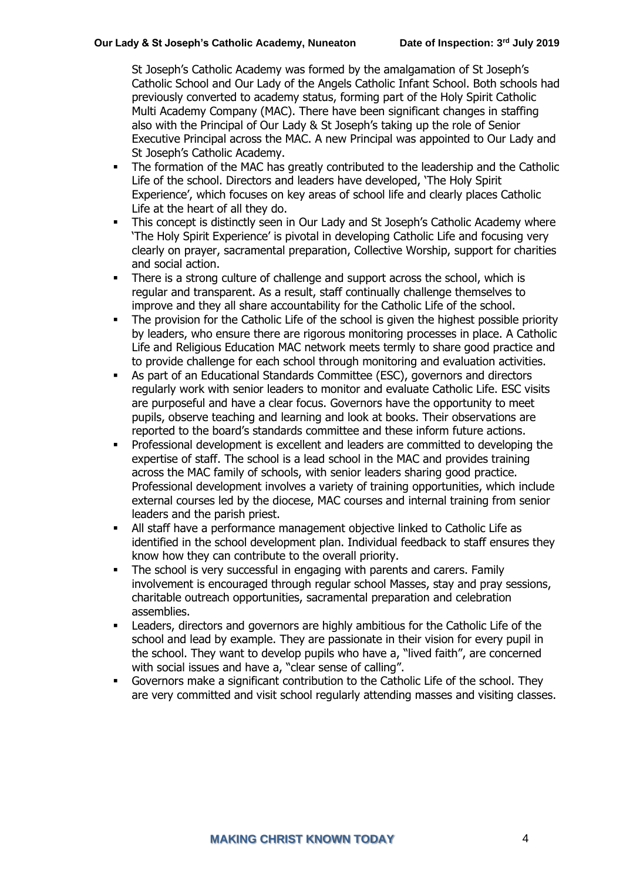St Joseph's Catholic Academy was formed by the amalgamation of St Joseph's Catholic School and Our Lady of the Angels Catholic Infant School. Both schools had previously converted to academy status, forming part of the Holy Spirit Catholic Multi Academy Company (MAC). There have been significant changes in staffing also with the Principal of Our Lady & St Joseph's taking up the role of Senior Executive Principal across the MAC. A new Principal was appointed to Our Lady and St Joseph's Catholic Academy.

- The formation of the MAC has greatly contributed to the leadership and the Catholic Life of the school. Directors and leaders have developed, 'The Holy Spirit Experience', which focuses on key areas of school life and clearly places Catholic Life at the heart of all they do.
- This concept is distinctly seen in Our Lady and St Joseph's Catholic Academy where 'The Holy Spirit Experience' is pivotal in developing Catholic Life and focusing very clearly on prayer, sacramental preparation, Collective Worship, support for charities and social action.
- There is a strong culture of challenge and support across the school, which is regular and transparent. As a result, staff continually challenge themselves to improve and they all share accountability for the Catholic Life of the school.
- The provision for the Catholic Life of the school is given the highest possible priority by leaders, who ensure there are rigorous monitoring processes in place. A Catholic Life and Religious Education MAC network meets termly to share good practice and to provide challenge for each school through monitoring and evaluation activities.
- As part of an Educational Standards Committee (ESC), governors and directors regularly work with senior leaders to monitor and evaluate Catholic Life. ESC visits are purposeful and have a clear focus. Governors have the opportunity to meet pupils, observe teaching and learning and look at books. Their observations are reported to the board's standards committee and these inform future actions.
- Professional development is excellent and leaders are committed to developing the expertise of staff. The school is a lead school in the MAC and provides training across the MAC family of schools, with senior leaders sharing good practice. Professional development involves a variety of training opportunities, which include external courses led by the diocese, MAC courses and internal training from senior leaders and the parish priest.
- All staff have a performance management objective linked to Catholic Life as identified in the school development plan. Individual feedback to staff ensures they know how they can contribute to the overall priority.
- The school is very successful in engaging with parents and carers. Family involvement is encouraged through regular school Masses, stay and pray sessions, charitable outreach opportunities, sacramental preparation and celebration assemblies.
- Leaders, directors and governors are highly ambitious for the Catholic Life of the school and lead by example. They are passionate in their vision for every pupil in the school. They want to develop pupils who have a, "lived faith", are concerned with social issues and have a, "clear sense of calling".
- Governors make a significant contribution to the Catholic Life of the school. They are very committed and visit school regularly attending masses and visiting classes.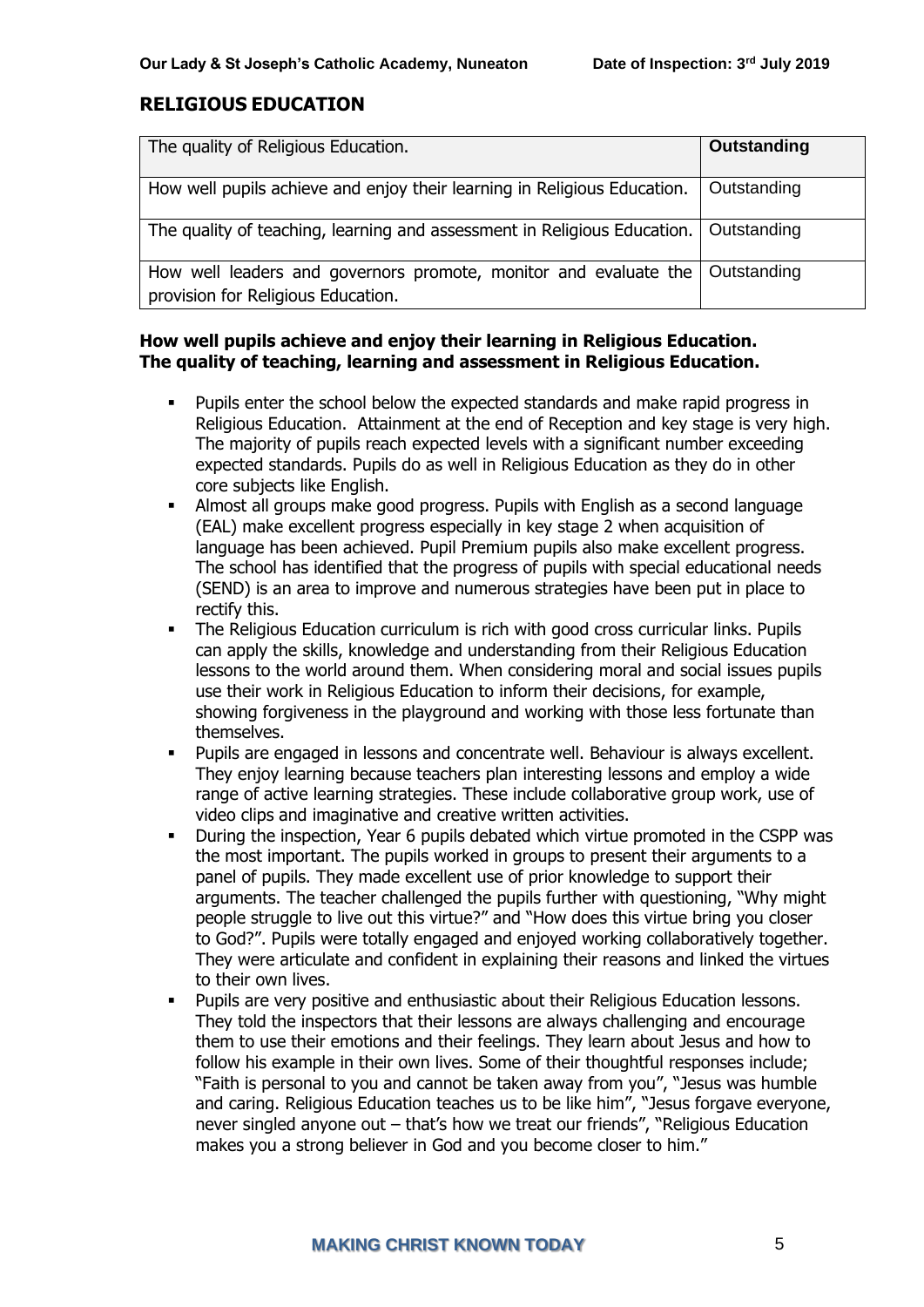## RELIGIOUS EDUCATION

| The quality of Religious Education. | **Outstanding** |
|---|---|
| How well pupils achieve and enjoy their learning in Religious Education. | Outstanding |
| The quality of teaching, learning and assessment in Religious Education. | Outstanding |
| How well leaders and governors promote, monitor and evaluate the provision for Religious Education. | Outstanding |

**How well pupils achieve and enjoy their learning in Religious Education.**
**The quality of teaching, learning and assessment in Religious Education.**

- Pupils enter the school below the expected standards and make rapid progress in Religious Education. Attainment at the end of Reception and key stage is very high. The majority of pupils reach expected levels with a significant number exceeding expected standards. Pupils do as well in Religious Education as they do in other core subjects like English.
- Almost all groups make good progress. Pupils with English as a second language (EAL) make excellent progress especially in key stage 2 when acquisition of language has been achieved. Pupil Premium pupils also make excellent progress. The school has identified that the progress of pupils with special educational needs (SEND) is an area to improve and numerous strategies have been put in place to rectify this.
- The Religious Education curriculum is rich with good cross curricular links. Pupils can apply the skills, knowledge and understanding from their Religious Education lessons to the world around them. When considering moral and social issues pupils use their work in Religious Education to inform their decisions, for example, showing forgiveness in the playground and working with those less fortunate than themselves.
- Pupils are engaged in lessons and concentrate well. Behaviour is always excellent. They enjoy learning because teachers plan interesting lessons and employ a wide range of active learning strategies. These include collaborative group work, use of video clips and imaginative and creative written activities.
- During the inspection, Year 6 pupils debated which virtue promoted in the CSPP was the most important. The pupils worked in groups to present their arguments to a panel of pupils. They made excellent use of prior knowledge to support their arguments. The teacher challenged the pupils further with questioning, "Why might people struggle to live out this virtue?" and "How does this virtue bring you closer to God?". Pupils were totally engaged and enjoyed working collaboratively together. They were articulate and confident in explaining their reasons and linked the virtues to their own lives.
- Pupils are very positive and enthusiastic about their Religious Education lessons. They told the inspectors that their lessons are always challenging and encourage them to use their emotions and their feelings. They learn about Jesus and how to follow his example in their own lives. Some of their thoughtful responses include; "Faith is personal to you and cannot be taken away from you", "Jesus was humble and caring. Religious Education teaches us to be like him", "Jesus forgave everyone, never singled anyone out – that's how we treat our friends", "Religious Education makes you a strong believer in God and you become closer to him."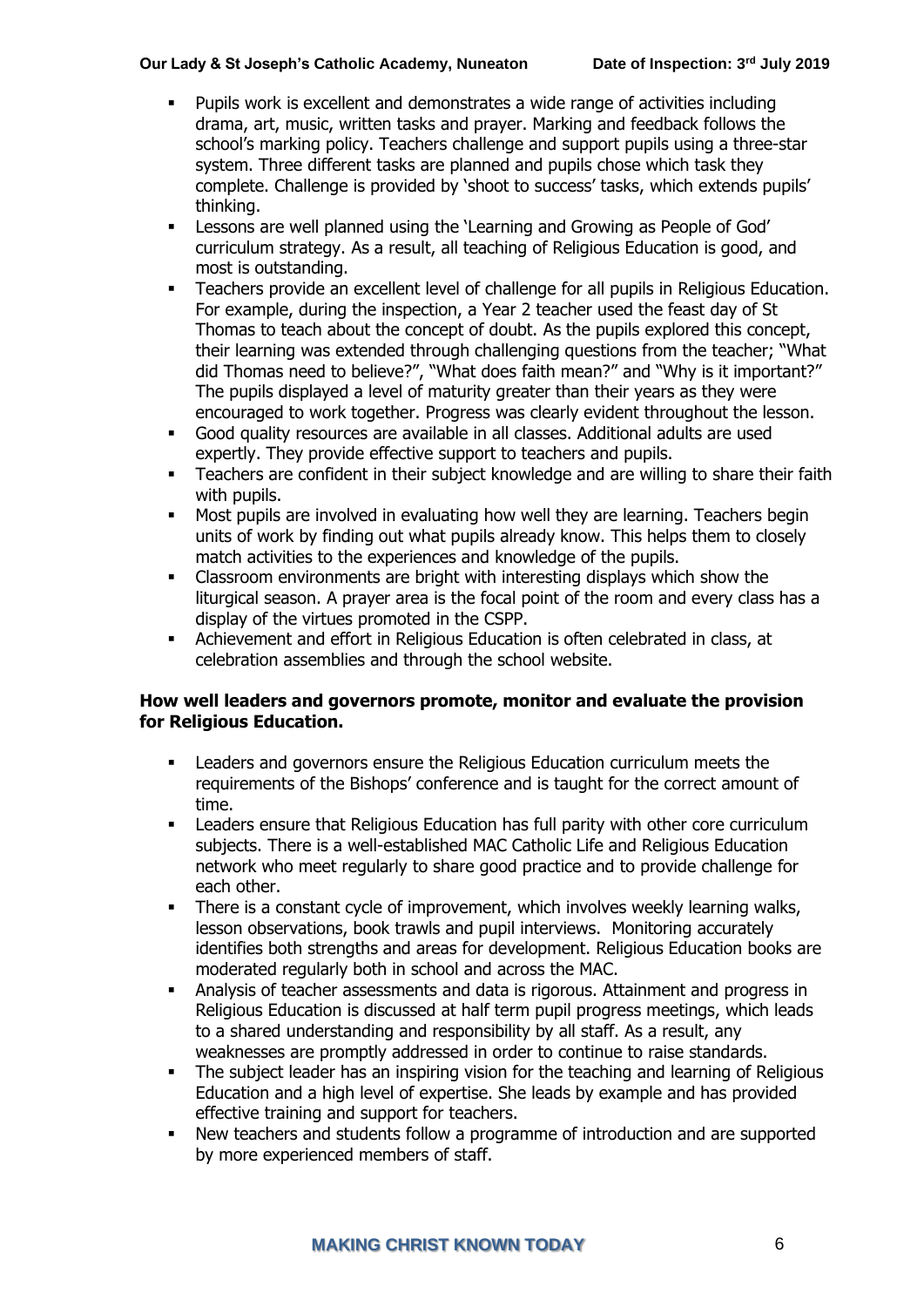- Pupils work is excellent and demonstrates a wide range of activities including drama, art, music, written tasks and prayer. Marking and feedback follows the school's marking policy. Teachers challenge and support pupils using a three-star system. Three different tasks are planned and pupils chose which task they complete. Challenge is provided by 'shoot to success' tasks, which extends pupils' thinking.
- Lessons are well planned using the 'Learning and Growing as People of God' curriculum strategy. As a result, all teaching of Religious Education is good, and most is outstanding.
- Teachers provide an excellent level of challenge for all pupils in Religious Education. For example, during the inspection, a Year 2 teacher used the feast day of St Thomas to teach about the concept of doubt. As the pupils explored this concept, their learning was extended through challenging questions from the teacher; "What did Thomas need to believe?", "What does faith mean?" and "Why is it important?" The pupils displayed a level of maturity greater than their years as they were encouraged to work together. Progress was clearly evident throughout the lesson.
- Good quality resources are available in all classes. Additional adults are used expertly. They provide effective support to teachers and pupils.
- Teachers are confident in their subject knowledge and are willing to share their faith with pupils.
- Most pupils are involved in evaluating how well they are learning. Teachers begin units of work by finding out what pupils already know. This helps them to closely match activities to the experiences and knowledge of the pupils.
- Classroom environments are bright with interesting displays which show the liturgical season. A prayer area is the focal point of the room and every class has a display of the virtues promoted in the CSPP.
- Achievement and effort in Religious Education is often celebrated in class, at celebration assemblies and through the school website.

## How well leaders and governors promote, monitor and evaluate the provision for Religious Education.

- Leaders and governors ensure the Religious Education curriculum meets the requirements of the Bishops' conference and is taught for the correct amount of time.
- Leaders ensure that Religious Education has full parity with other core curriculum subjects. There is a well-established MAC Catholic Life and Religious Education network who meet regularly to share good practice and to provide challenge for each other.
- There is a constant cycle of improvement, which involves weekly learning walks, lesson observations, book trawls and pupil interviews. Monitoring accurately identifies both strengths and areas for development. Religious Education books are moderated regularly both in school and across the MAC.
- Analysis of teacher assessments and data is rigorous. Attainment and progress in Religious Education is discussed at half term pupil progress meetings, which leads to a shared understanding and responsibility by all staff. As a result, any weaknesses are promptly addressed in order to continue to raise standards.
- The subject leader has an inspiring vision for the teaching and learning of Religious Education and a high level of expertise. She leads by example and has provided effective training and support for teachers.
- New teachers and students follow a programme of introduction and are supported by more experienced members of staff.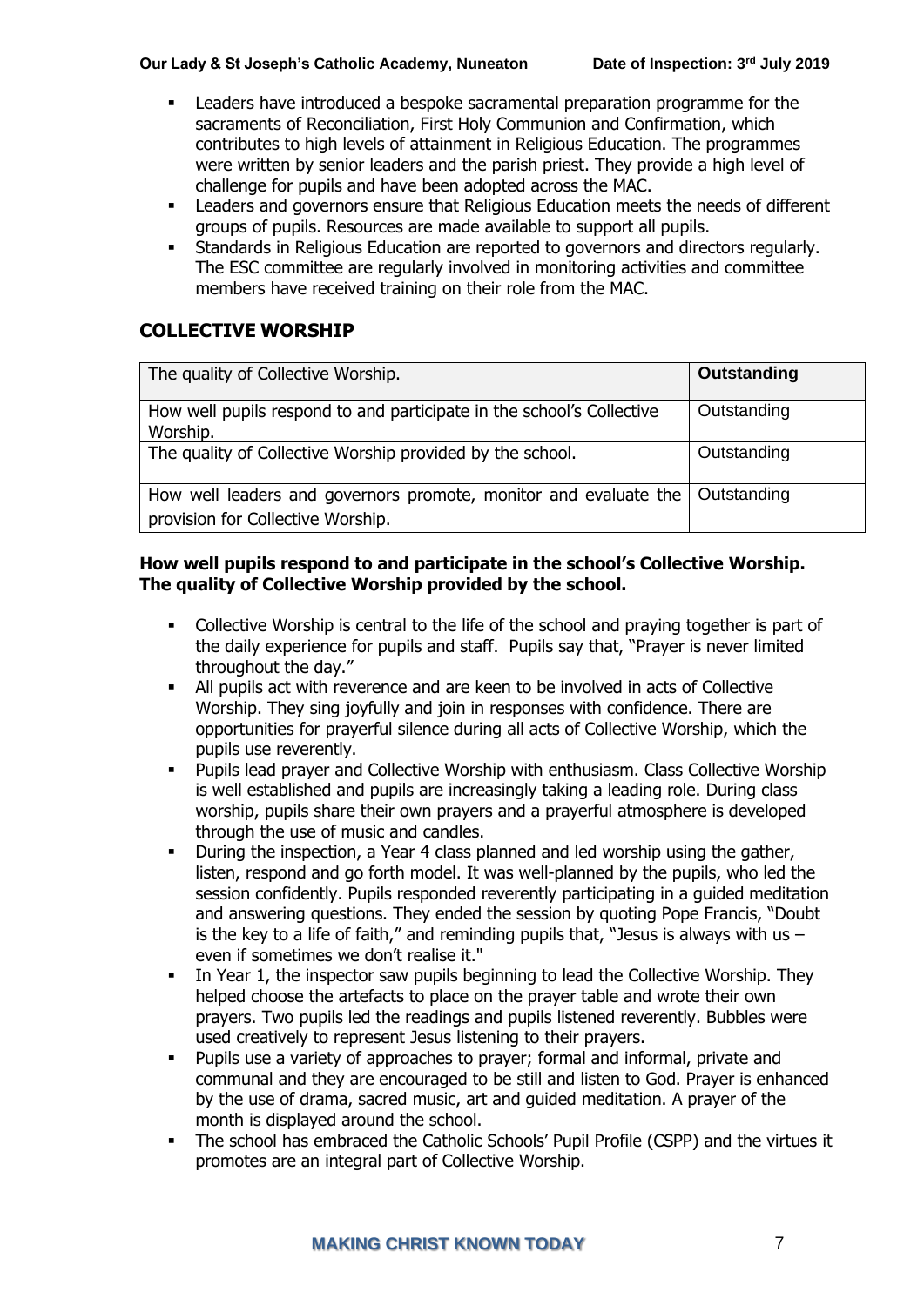- Leaders have introduced a bespoke sacramental preparation programme for the sacraments of Reconciliation, First Holy Communion and Confirmation, which contributes to high levels of attainment in Religious Education. The programmes were written by senior leaders and the parish priest. They provide a high level of challenge for pupils and have been adopted across the MAC.
- Leaders and governors ensure that Religious Education meets the needs of different groups of pupils. Resources are made available to support all pupils.
- Standards in Religious Education are reported to governors and directors regularly. The ESC committee are regularly involved in monitoring activities and committee members have received training on their role from the MAC.

## COLLECTIVE WORSHIP

| The quality of Collective Worship. | **Outstanding** |
|---|---|
| How well pupils respond to and participate in the school's Collective Worship. | Outstanding |
| The quality of Collective Worship provided by the school. | Outstanding |
| How well leaders and governors promote, monitor and evaluate the provision for Collective Worship. | Outstanding |

**How well pupils respond to and participate in the school's Collective Worship.**
**The quality of Collective Worship provided by the school.**

- Collective Worship is central to the life of the school and praying together is part of the daily experience for pupils and staff. Pupils say that, "Prayer is never limited throughout the day."
- All pupils act with reverence and are keen to be involved in acts of Collective Worship. They sing joyfully and join in responses with confidence. There are opportunities for prayerful silence during all acts of Collective Worship, which the pupils use reverently.
- Pupils lead prayer and Collective Worship with enthusiasm. Class Collective Worship is well established and pupils are increasingly taking a leading role. During class worship, pupils share their own prayers and a prayerful atmosphere is developed through the use of music and candles.
- During the inspection, a Year 4 class planned and led worship using the gather, listen, respond and go forth model. It was well-planned by the pupils, who led the session confidently. Pupils responded reverently participating in a guided meditation and answering questions. They ended the session by quoting Pope Francis, "Doubt is the key to a life of faith," and reminding pupils that, "Jesus is always with us – even if sometimes we don't realise it."
- In Year 1, the inspector saw pupils beginning to lead the Collective Worship. They helped choose the artefacts to place on the prayer table and wrote their own prayers. Two pupils led the readings and pupils listened reverently. Bubbles were used creatively to represent Jesus listening to their prayers.
- Pupils use a variety of approaches to prayer; formal and informal, private and communal and they are encouraged to be still and listen to God. Prayer is enhanced by the use of drama, sacred music, art and guided meditation. A prayer of the month is displayed around the school.
- The school has embraced the Catholic Schools' Pupil Profile (CSPP) and the virtues it promotes are an integral part of Collective Worship.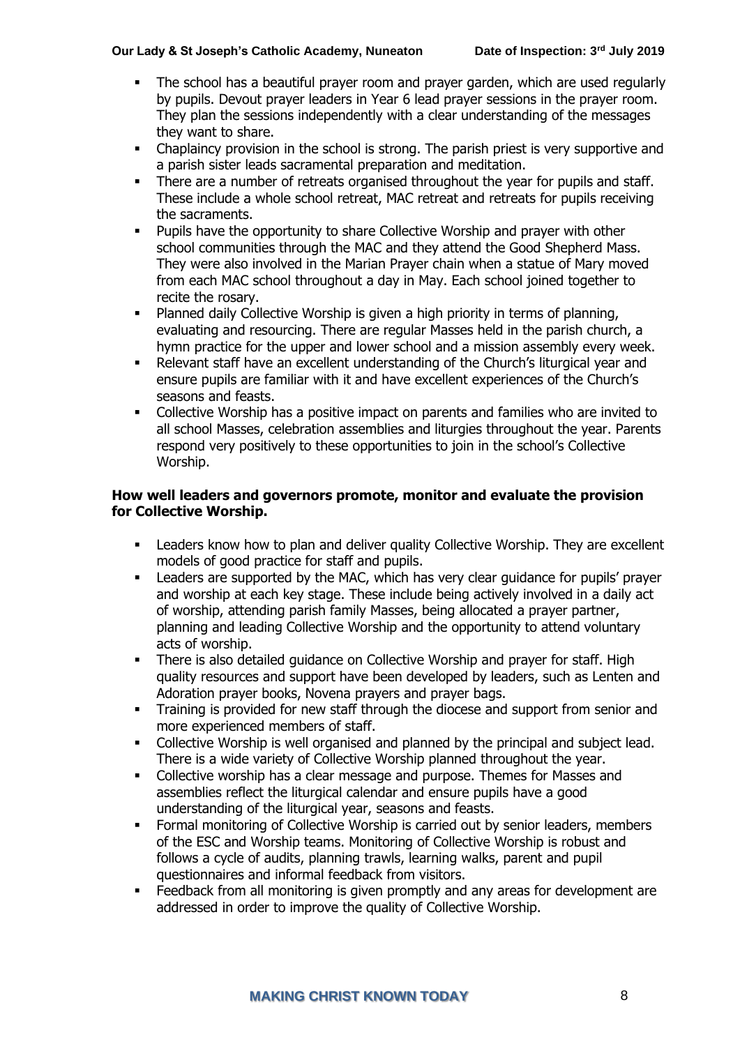- The school has a beautiful prayer room and prayer garden, which are used regularly by pupils. Devout prayer leaders in Year 6 lead prayer sessions in the prayer room. They plan the sessions independently with a clear understanding of the messages they want to share.
- Chaplaincy provision in the school is strong. The parish priest is very supportive and a parish sister leads sacramental preparation and meditation.
- There are a number of retreats organised throughout the year for pupils and staff. These include a whole school retreat, MAC retreat and retreats for pupils receiving the sacraments.
- Pupils have the opportunity to share Collective Worship and prayer with other school communities through the MAC and they attend the Good Shepherd Mass. They were also involved in the Marian Prayer chain when a statue of Mary moved from each MAC school throughout a day in May. Each school joined together to recite the rosary.
- Planned daily Collective Worship is given a high priority in terms of planning, evaluating and resourcing. There are regular Masses held in the parish church, a hymn practice for the upper and lower school and a mission assembly every week.
- Relevant staff have an excellent understanding of the Church's liturgical year and ensure pupils are familiar with it and have excellent experiences of the Church's seasons and feasts.
- Collective Worship has a positive impact on parents and families who are invited to all school Masses, celebration assemblies and liturgies throughout the year. Parents respond very positively to these opportunities to join in the school's Collective Worship.

**How well leaders and governors promote, monitor and evaluate the provision for Collective Worship.**

- Leaders know how to plan and deliver quality Collective Worship. They are excellent models of good practice for staff and pupils.
- Leaders are supported by the MAC, which has very clear guidance for pupils' prayer and worship at each key stage. These include being actively involved in a daily act of worship, attending parish family Masses, being allocated a prayer partner, planning and leading Collective Worship and the opportunity to attend voluntary acts of worship.
- There is also detailed guidance on Collective Worship and prayer for staff. High quality resources and support have been developed by leaders, such as Lenten and Adoration prayer books, Novena prayers and prayer bags.
- Training is provided for new staff through the diocese and support from senior and more experienced members of staff.
- Collective Worship is well organised and planned by the principal and subject lead. There is a wide variety of Collective Worship planned throughout the year.
- Collective worship has a clear message and purpose. Themes for Masses and assemblies reflect the liturgical calendar and ensure pupils have a good understanding of the liturgical year, seasons and feasts.
- Formal monitoring of Collective Worship is carried out by senior leaders, members of the ESC and Worship teams. Monitoring of Collective Worship is robust and follows a cycle of audits, planning trawls, learning walks, parent and pupil questionnaires and informal feedback from visitors.
- Feedback from all monitoring is given promptly and any areas for development are addressed in order to improve the quality of Collective Worship.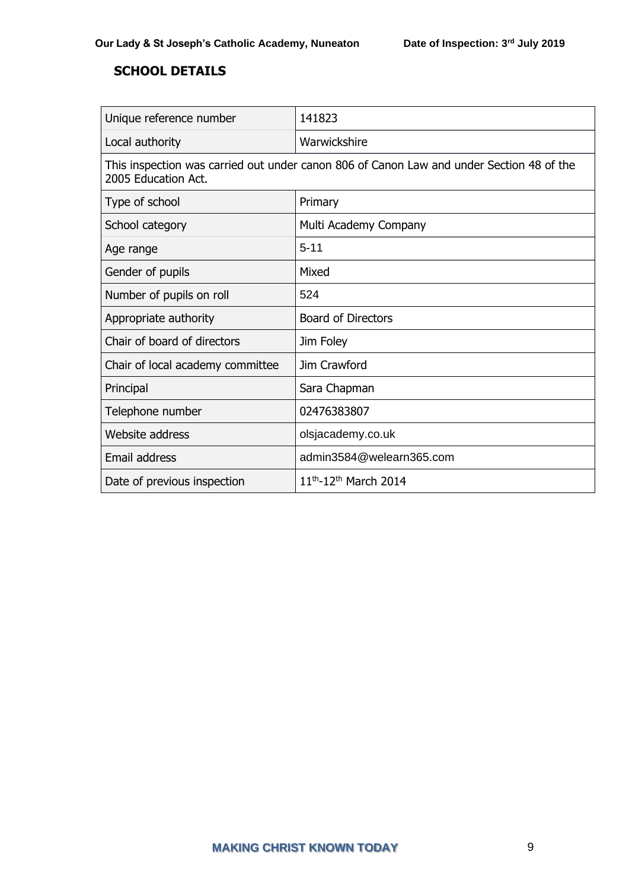## SCHOOL DETAILS

| | |
|---|---|
| Unique reference number | 141823 |
| Local authority | Warwickshire |
| This inspection was carried out under canon 806 of Canon Law and under Section 48 of the 2005 Education Act. | |
| Type of school | Primary |
| School category | Multi Academy Company |
| Age range | 5-11 |
| Gender of pupils | Mixed |
| Number of pupils on roll | 524 |
| Appropriate authority | Board of Directors |
| Chair of board of directors | Jim Foley |
| Chair of local academy committee | Jim Crawford |
| Principal | Sara Chapman |
| Telephone number | 02476383807 |
| Website address | olsjacademy.co.uk |
| Email address | admin3584@welearn365.com |
| Date of previous inspection | 11th-12th March 2014 |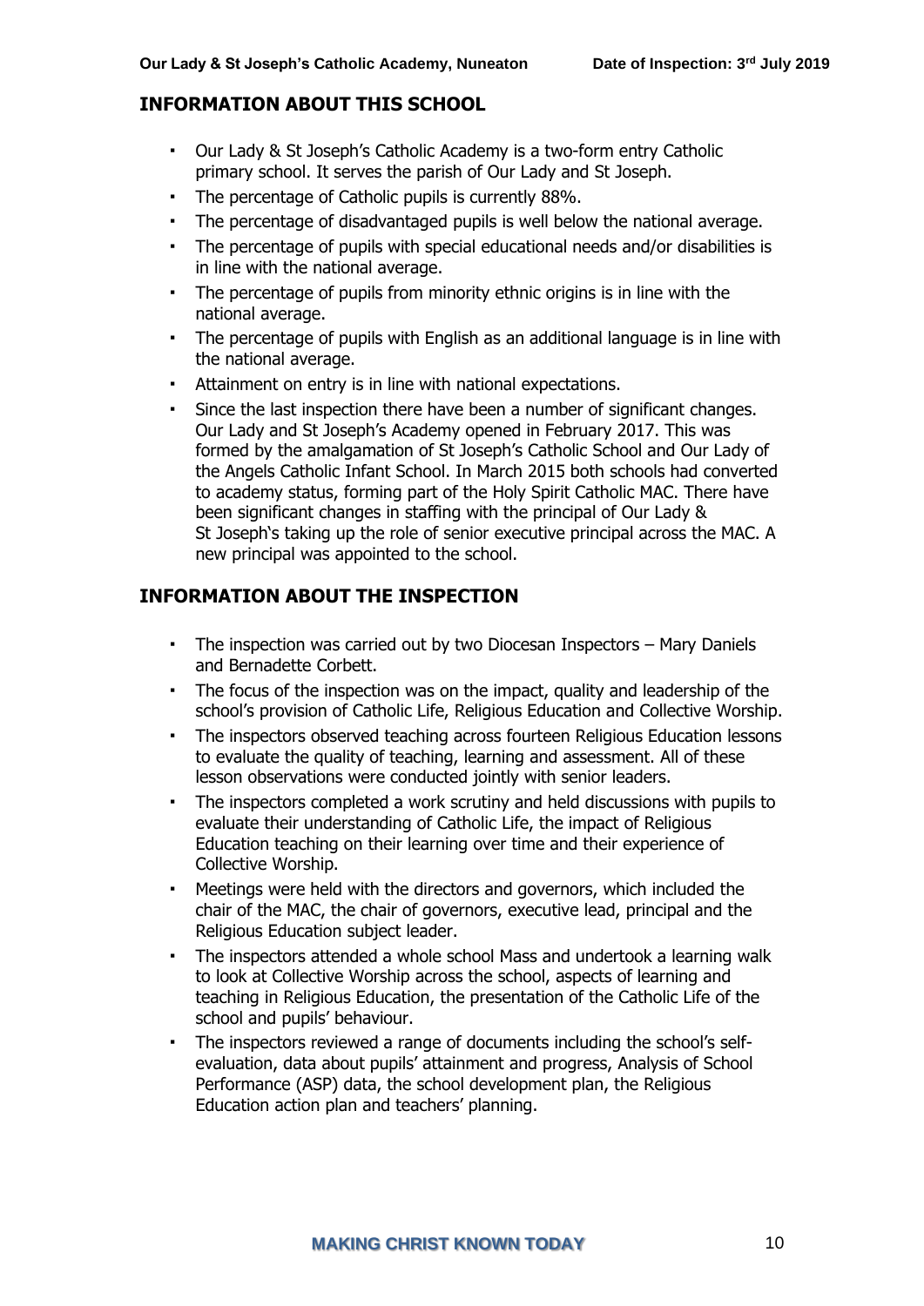## INFORMATION ABOUT THIS SCHOOL

- Our Lady & St Joseph's Catholic Academy is a two-form entry Catholic primary school. It serves the parish of Our Lady and St Joseph.
- The percentage of Catholic pupils is currently 88%.
- The percentage of disadvantaged pupils is well below the national average.
- The percentage of pupils with special educational needs and/or disabilities is in line with the national average.
- The percentage of pupils from minority ethnic origins is in line with the national average.
- The percentage of pupils with English as an additional language is in line with the national average.
- Attainment on entry is in line with national expectations.
- Since the last inspection there have been a number of significant changes. Our Lady and St Joseph's Academy opened in February 2017. This was formed by the amalgamation of St Joseph's Catholic School and Our Lady of the Angels Catholic Infant School. In March 2015 both schools had converted to academy status, forming part of the Holy Spirit Catholic MAC. There have been significant changes in staffing with the principal of Our Lady & St Joseph's taking up the role of senior executive principal across the MAC. A new principal was appointed to the school.

## INFORMATION ABOUT THE INSPECTION

- The inspection was carried out by two Diocesan Inspectors – Mary Daniels and Bernadette Corbett.
- The focus of the inspection was on the impact, quality and leadership of the school's provision of Catholic Life, Religious Education and Collective Worship.
- The inspectors observed teaching across fourteen Religious Education lessons to evaluate the quality of teaching, learning and assessment. All of these lesson observations were conducted jointly with senior leaders.
- The inspectors completed a work scrutiny and held discussions with pupils to evaluate their understanding of Catholic Life, the impact of Religious Education teaching on their learning over time and their experience of Collective Worship.
- Meetings were held with the directors and governors, which included the chair of the MAC, the chair of governors, executive lead, principal and the Religious Education subject leader.
- The inspectors attended a whole school Mass and undertook a learning walk to look at Collective Worship across the school, aspects of learning and teaching in Religious Education, the presentation of the Catholic Life of the school and pupils' behaviour.
- The inspectors reviewed a range of documents including the school's self-evaluation, data about pupils' attainment and progress, Analysis of School Performance (ASP) data, the school development plan, the Religious Education action plan and teachers' planning.